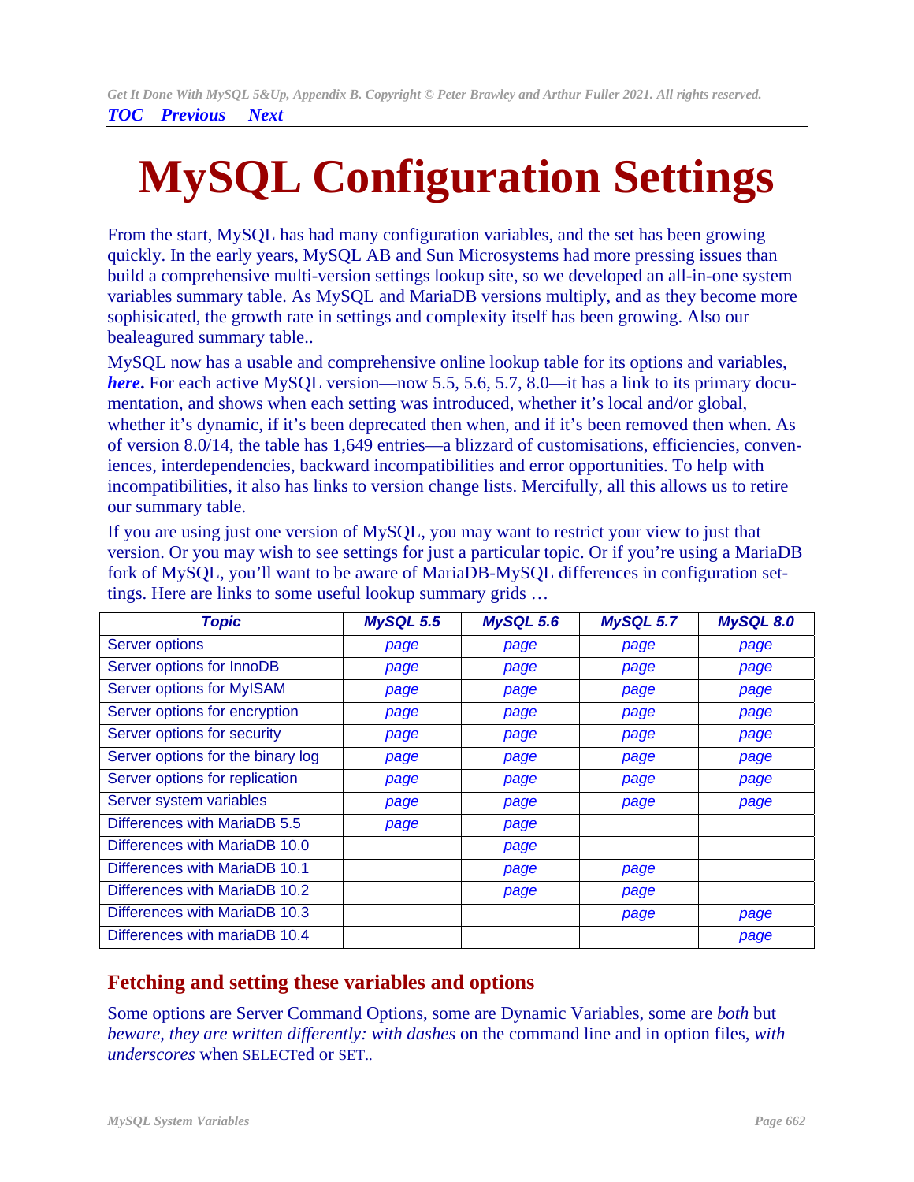TOC   Previous   Next

# MySQL Configuration Settings

From the start, MySQL has had many configuration variables, and the set has been growing quickly. In the early years, MySQL AB and Sun Microsystems had more pressing issues than build a comprehensive multi-version settings lookup site, so we developed an all-in-one system variables summary table. As MySQL and MariaDB versions multiply, and as they become more sophisticated, the growth rate in settings and complexity itself has been growing. Also our bealeagured summary table..

MySQL now has a usable and comprehensive online lookup table for its options and variables, ***here***. For each active MySQL version—now 5.5, 5.6, 5.7, 8.0—it has a link to its primary documentation, and shows when each setting was introduced, whether it's local and/or global, whether it's dynamic, if it's been deprecated then when, and if it's been removed then when. As of version 8.0/14, the table has 1,649 entries—a blizzard of customisations, efficiencies, conveniences, interdependencies, backward incompatibilities and error opportunities. To help with incompatibilities, it also has links to version change lists. Mercifully, all this allows us to retire our summary table.

If you are using just one version of MySQL, you may want to restrict your view to just that version. Or you may wish to see settings for just a particular topic. Or if you're using a MariaDB fork of MySQL, you'll want to be aware of MariaDB-MySQL differences in configuration settings. Here are links to some useful lookup summary grids …

| *Topic* | *MySQL 5.5* | *MySQL 5.6* | *MySQL 5.7* | *MySQL 8.0* |
|---|---|---|---|---|
| Server options | *page* | *page* | *page* | *page* |
| Server options for InnoDB | *page* | *page* | *page* | *page* |
| Server options for MyISAM | *page* | *page* | *page* | *page* |
| Server options for encryption | *page* | *page* | *page* | *page* |
| Server options for security | *page* | *page* | *page* | *page* |
| Server options for the binary log | *page* | *page* | *page* | *page* |
| Server options for replication | *page* | *page* | *page* | *page* |
| Server system variables | *page* | *page* | *page* | *page* |
| Differences with MariaDB 5.5 | *page* | *page* | | |
| Differences with MariaDB 10.0 | | *page* | | |
| Differences with MariaDB 10.1 | | *page* | *page* | |
| Differences with MariaDB 10.2 | | *page* | *page* | |
| Differences with MariaDB 10.3 | | | *page* | *page* |
| Differences with mariaDB 10.4 | | | | *page* |

## Fetching and setting these variables and options

Some options are Server Command Options, some are Dynamic Variables, some are *both* but *beware, they are written differently: with dashes* on the command line and in option files, *with underscores* when SELECTed or SET..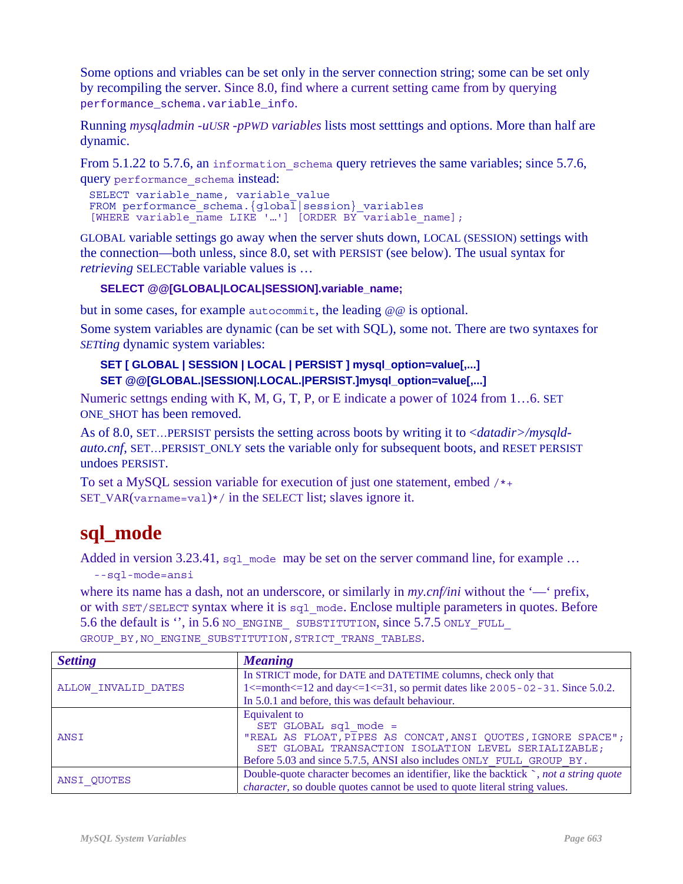Some options and vriables can be set only in the server connection string; some can be set only by recompiling the server. Since 8.0, find where a current setting came from by querying `performance_schema.variable_info`.

Running *mysqladmin -uUSR -pPWD variables* lists most setttings and options. More than half are dynamic.

From 5.1.22 to 5.7.6, an `information_schema` query retrieves the same variables; since 5.7.6, query `performance_schema` instead:

```
SELECT variable_name, variable_value
FROM performance_schema.{global|session}_variables
[WHERE variable_name LIKE '…'] [ORDER BY variable_name];
```

GLOBAL variable settings go away when the server shuts down, LOCAL (SESSION) settings with the connection—both unless, since 8.0, set with PERSIST (see below). The usual syntax for *retrieving* SELECTable variable values is …

**SELECT @@[GLOBAL|LOCAL|SESSION].variable_name;**

but in some cases, for example `autocommit`, the leading @@ is optional.

Some system variables are dynamic (can be set with SQL), some not. There are two syntaxes for *SETting* dynamic system variables:

**SET [ GLOBAL | SESSION | LOCAL | PERSIST ] mysql_option=value[,...]**
**SET @@[GLOBAL.|SESSION|.LOCAL.|PERSIST.]mysql_option=value[,...]**

Numeric settngs ending with K, M, G, T, P, or E indicate a power of 1024 from 1…6. SET ONE_SHOT has been removed.

As of 8.0, SET…PERSIST persists the setting across boots by writing it to *<datadir>/mysqld-auto.cnf*, SET…PERSIST_ONLY sets the variable only for subsequent boots, and RESET PERSIST undoes PERSIST.

To set a MySQL session variable for execution of just one statement, embed `/*+ SET_VAR(varname=val)*/` in the SELECT list; slaves ignore it.

## sql_mode

Added in version 3.23.41, `sql_mode` may be set on the server command line, for example …

```
--sql-mode=ansi
```

where its name has a dash, not an underscore, or similarly in *my.cnf/ini* without the '—' prefix, or with `SET/SELECT` syntax where it is `sql_mode`. Enclose multiple parameters in quotes. Before 5.6 the default is '', in 5.6 `NO_ENGINE_ SUBSTITUTION`, since 5.7.5 `ONLY_FULL_ GROUP_BY,NO_ENGINE_SUBSTITUTION,STRICT_TRANS_TABLES`.

| *Setting* | *Meaning* |
|---|---|
| `ALLOW_INVALID_DATES` | In STRICT mode, for DATE and DATETIME columns, check only that 1<=month<=12 and day<=1<=31, so permit dates like `2005-02-31`. Since 5.0.2. In 5.0.1 and before, this was default behaviour. |
| `ANSI` | Equivalent to `SET GLOBAL sql_mode = "REAL AS FLOAT,PIPES AS CONCAT,ANSI QUOTES,IGNORE SPACE"; SET GLOBAL TRANSACTION ISOLATION LEVEL SERIALIZABLE;` Before 5.03 and since 5.7.5, ANSI also includes `ONLY_FULL_GROUP_BY`. |
| `ANSI_QUOTES` | Double-quote character becomes an identifier, like the backtick `, *not a string quote character*, so double quotes cannot be used to quote literal string values. |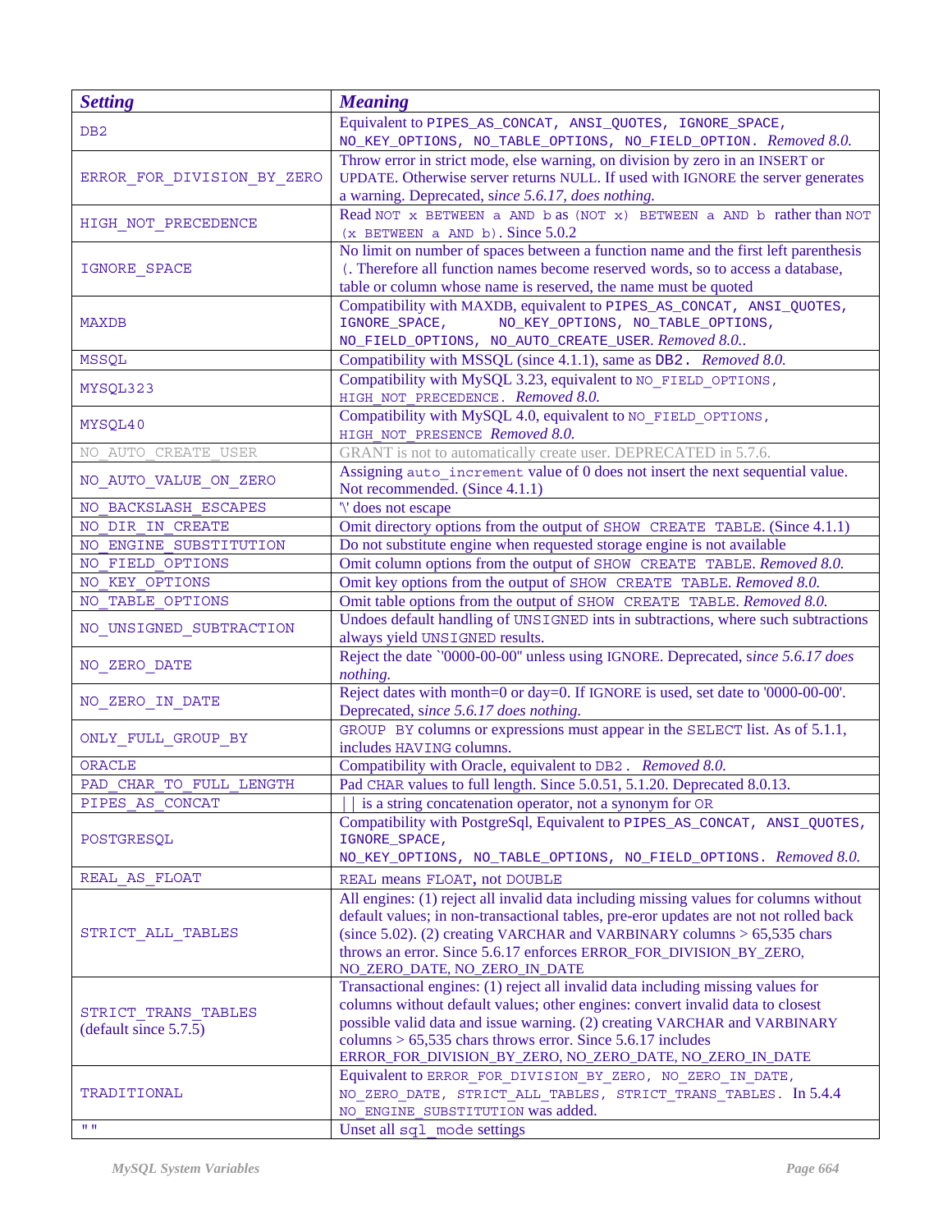| *Setting* | *Meaning* |
|---|---|
| DB2 | Equivalent to PIPES_AS_CONCAT, ANSI_QUOTES, IGNORE_SPACE, NO_KEY_OPTIONS, NO_TABLE_OPTIONS, NO_FIELD_OPTION. *Removed 8.0.* |
| ERROR_FOR_DIVISION_BY_ZERO | Throw error in strict mode, else warning, on division by zero in an INSERT or UPDATE. Otherwise server returns NULL. If used with IGNORE the server generates a warning. Deprecated, *since 5.6.17, does nothing.* |
| HIGH_NOT_PRECEDENCE | Read NOT x BETWEEN a AND b as (NOT x) BETWEEN a AND b rather than NOT (x BETWEEN a AND b). Since 5.0.2 |
| IGNORE_SPACE | No limit on number of spaces between a function name and the first left parenthesis (. Therefore all function names become reserved words, so to access a database, table or column whose name is reserved, the name must be quoted |
| MAXDB | Compatibility with MAXDB, equivalent to PIPES_AS_CONCAT, ANSI_QUOTES, IGNORE_SPACE, NO_KEY_OPTIONS, NO_TABLE_OPTIONS, NO_FIELD_OPTIONS, NO_AUTO_CREATE_USER. *Removed 8.0..* |
| MSSQL | Compatibility with MSSQL (since 4.1.1), same as DB2. *Removed 8.0.* |
| MYSQL323 | Compatibility with MySQL 3.23, equivalent to NO_FIELD_OPTIONS, HIGH_NOT_PRECEDENCE. *Removed 8.0.* |
| MYSQL40 | Compatibility with MySQL 4.0, equivalent to NO_FIELD_OPTIONS, HIGH_NOT_PRESENCE *Removed 8.0.* |
| NO_AUTO_CREATE_USER | GRANT is not to automatically create user. DEPRECATED in 5.7.6. |
| NO_AUTO_VALUE_ON_ZERO | Assigning auto_increment value of 0 does not insert the next sequential value. Not recommended. (Since 4.1.1) |
| NO_BACKSLASH_ESCAPES | '\' does not escape |
| NO_DIR_IN_CREATE | Omit directory options from the output of SHOW CREATE TABLE. (Since 4.1.1) |
| NO_ENGINE_SUBSTITUTION | Do not substitute engine when requested storage engine is not available |
| NO_FIELD_OPTIONS | Omit column options from the output of SHOW CREATE TABLE. *Removed 8.0.* |
| NO_KEY_OPTIONS | Omit key options from the output of SHOW CREATE TABLE. *Removed 8.0.* |
| NO_TABLE_OPTIONS | Omit table options from the output of SHOW CREATE TABLE. *Removed 8.0.* |
| NO_UNSIGNED_SUBTRACTION | Undoes default handling of UNSIGNED ints in subtractions, where such subtractions always yield UNSIGNED results. |
| NO_ZERO_DATE | Reject the date `'0000-00-00" unless using IGNORE. Deprecated, s*ince 5.6.17 does nothing.* |
| NO_ZERO_IN_DATE | Reject dates with month=0 or day=0. If IGNORE is used, set date to '0000-00-00'. Deprecated, *since 5.6.17 does nothing.* |
| ONLY_FULL_GROUP_BY | GROUP BY columns or expressions must appear in the SELECT list. As of 5.1.1, includes HAVING columns. |
| ORACLE | Compatibility with Oracle, equivalent to DB2. *Removed 8.0.* |
| PAD_CHAR_TO_FULL_LENGTH | Pad CHAR values to full length. Since 5.0.51, 5.1.20. Deprecated 8.0.13. |
| PIPES_AS_CONCAT | \|\| is a string concatenation operator, not a synonym for OR |
| POSTGRESQL | Compatibility with PostgreSql, Equivalent to PIPES_AS_CONCAT, ANSI_QUOTES, IGNORE_SPACE, NO_KEY_OPTIONS, NO_TABLE_OPTIONS, NO_FIELD_OPTIONS. *Removed 8.0.* |
| REAL_AS_FLOAT | REAL means FLOAT, not DOUBLE |
| STRICT_ALL_TABLES | All engines: (1) reject all invalid data including missing values for columns without default values; in non-transactional tables, pre-eror updates are not not rolled back (since 5.02). (2) creating VARCHAR and VARBINARY columns > 65,535 chars throws an error. Since 5.6.17 enforces ERROR_FOR_DIVISION_BY_ZERO, NO_ZERO_DATE, NO_ZERO_IN_DATE |
| STRICT_TRANS_TABLES (default since 5.7.5) | Transactional engines: (1) reject all invalid data including missing values for columns without default values; other engines: convert invalid data to closest possible valid data and issue warning. (2) creating VARCHAR and VARBINARY columns > 65,535 chars throws error. Since 5.6.17 includes ERROR_FOR_DIVISION_BY_ZERO, NO_ZERO_DATE, NO_ZERO_IN_DATE |
| TRADITIONAL | Equivalent to ERROR_FOR_DIVISION_BY_ZERO, NO_ZERO_IN_DATE, NO_ZERO_DATE, STRICT_ALL_TABLES, STRICT_TRANS_TABLES. In 5.4.4 NO_ENGINE_SUBSTITUTION was added. |
| "" | Unset all sql_mode settings |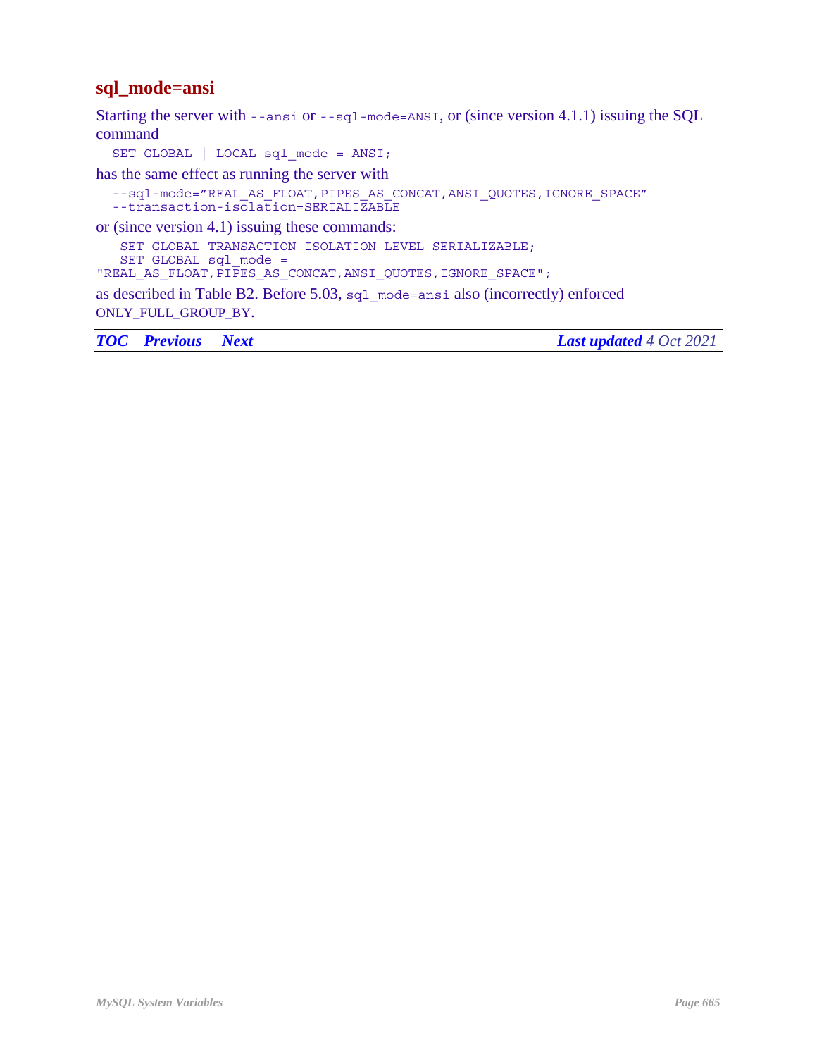## sql_mode=ansi

Starting the server with `--ansi` or `--sql-mode=ANSI`, or (since version 4.1.1) issuing the SQL command

```
SET GLOBAL | LOCAL sql_mode = ANSI;
```

has the same effect as running the server with

```
--sql-mode="REAL_AS_FLOAT,PIPES_AS_CONCAT,ANSI_QUOTES,IGNORE_SPACE"
--transaction-isolation=SERIALIZABLE
```

or (since version 4.1) issuing these commands:

```
SET GLOBAL TRANSACTION ISOLATION LEVEL SERIALIZABLE;
SET GLOBAL sql_mode =
"REAL_AS_FLOAT,PIPES_AS_CONCAT,ANSI_QUOTES,IGNORE_SPACE";
```

as described in Table B2. Before 5.03, `sql_mode=ansi` also (incorrectly) enforced ONLY_FULL_GROUP_BY.

***TOC*** ***Previous*** ***Next*** ***Last updated*** *4 Oct 2021*